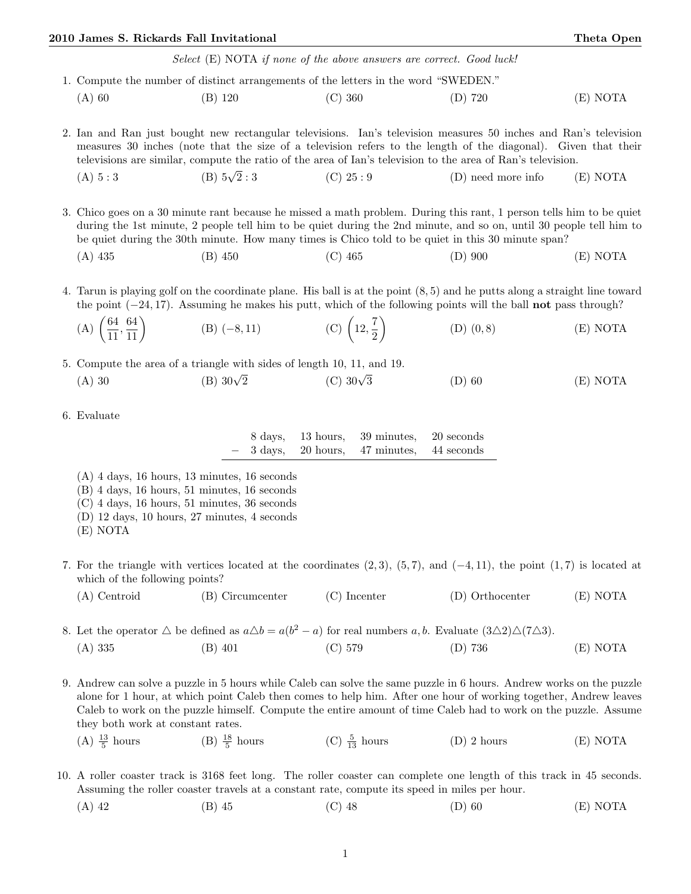*Select (E) NOTA if none of the above answers are correct. Good luck!*

1. Compute the number of distinct arrangements of the letters in the word "SWEDEN."

   (A) 60 (B) 120 (C) 360 (D) 720 (E) NOTA

2. Ian and Ran just bought new rectangular televisions. Ian's television measures 50 inches and Ran's television measures 30 inches (note that the size of a television refers to the length of the diagonal). Given that their televisions are similar, compute the ratio of the area of Ian's television to the area of Ran's television.

   (A) $5:3$ (B) $5\sqrt{2}:3$ (C) $25:9$ (D) need more info (E) NOTA

3. Chico goes on a 30 minute rant because he missed a math problem. During this rant, 1 person tells him to be quiet during the 1st minute, 2 people tell him to be quiet during the 2nd minute, and so on, until 30 people tell him to be quiet during the 30th minute. How many times is Chico told to be quiet in this 30 minute span?

   (A) 435 (B) 450 (C) 465 (D) 900 (E) NOTA

4. Tarun is playing golf on the coordinate plane. His ball is at the point $(8,5)$ and he putts along a straight line toward the point $(-24,17)$. Assuming he makes his putt, which of the following points will the ball **not** pass through?

   (A) $\left(\frac{64}{11}, \frac{64}{11}\right)$ (B) $(-8,11)$ (C) $\left(12, \frac{7}{2}\right)$ (D) $(0,8)$ (E) NOTA

5. Compute the area of a triangle with sides of length 10, 11, and 19.

   (A) 30 (B) $30\sqrt{2}$ (C) $30\sqrt{3}$ (D) 60 (E) NOTA

6. Evaluate

|   | 8 days, | 13 hours, | 39 minutes, | 20 seconds |
|---|---|---|---|---|
| $-$ | 3 days, | 20 hours, | 47 minutes, | 44 seconds |

   (A) 4 days, 16 hours, 13 minutes, 16 seconds
   (B) 4 days, 16 hours, 51 minutes, 16 seconds
   (C) 4 days, 16 hours, 51 minutes, 36 seconds
   (D) 12 days, 10 hours, 27 minutes, 4 seconds
   (E) NOTA

7. For the triangle with vertices located at the coordinates $(2,3)$, $(5,7)$, and $(-4,11)$, the point $(1,7)$ is located at which of the following points?

   (A) Centroid (B) Circumcenter (C) Incenter (D) Orthocenter (E) NOTA

8. Let the operator $\triangle$ be defined as $a \triangle b = a(b^2 - a)$ for real numbers $a, b$. Evaluate $(3\triangle 2)\triangle(7\triangle 3)$.

   (A) 335 (B) 401 (C) 579 (D) 736 (E) NOTA

9. Andrew can solve a puzzle in 5 hours while Caleb can solve the same puzzle in 6 hours. Andrew works on the puzzle alone for 1 hour, at which point Caleb then comes to help him. After one hour of working together, Andrew leaves Caleb to work on the puzzle himself. Compute the entire amount of time Caleb had to work on the puzzle. Assume they both work at constant rates.

   (A) $\frac{13}{5}$ hours (B) $\frac{18}{5}$ hours (C) $\frac{5}{13}$ hours (D) 2 hours (E) NOTA

10. A roller coaster track is 3168 feet long. The roller coaster can complete one length of this track in 45 seconds. Assuming the roller coaster travels at a constant rate, compute its speed in miles per hour.

    (A) 42 (B) 45 (C) 48 (D) 60 (E) NOTA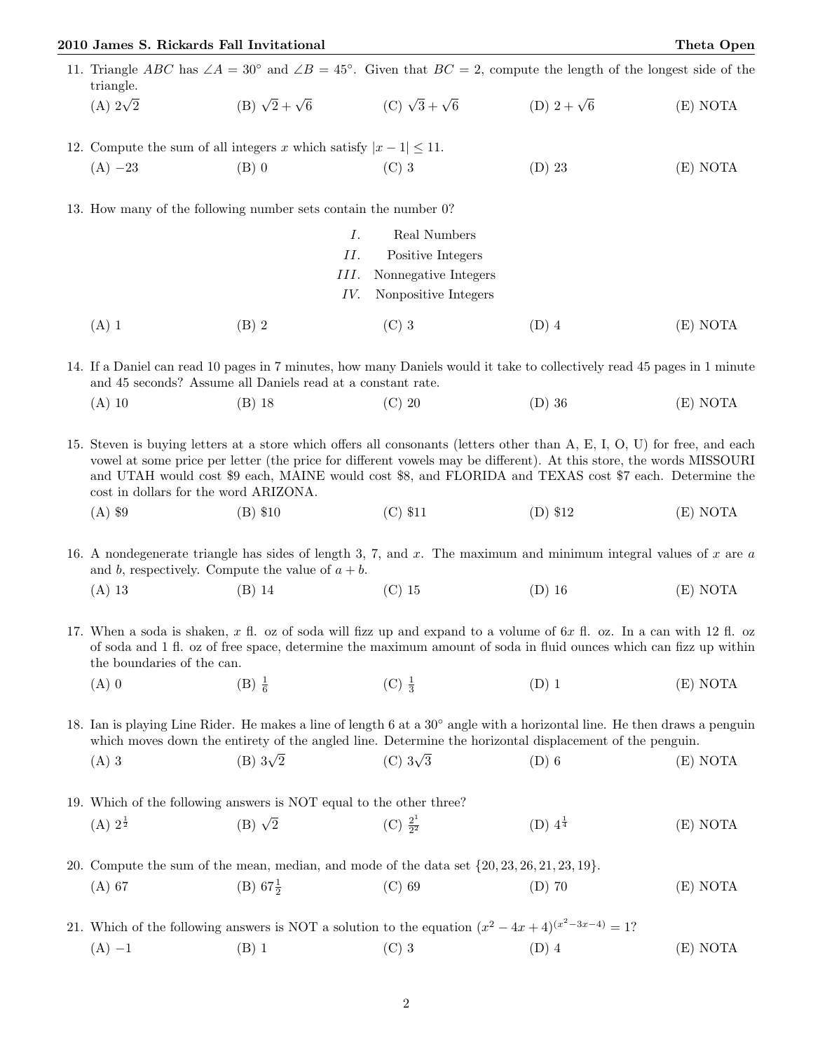11. Triangle $ABC$ has $\angle A = 30^\circ$ and $\angle B = 45^\circ$. Given that $BC = 2$, compute the length of the longest side of the triangle.

(A) $2\sqrt{2}$ (B) $\sqrt{2}+\sqrt{6}$ (C) $\sqrt{3}+\sqrt{6}$ (D) $2+\sqrt{6}$ (E) NOTA

12. Compute the sum of all integers $x$ which satisfy $|x-1| \leq 11$.

(A) $-23$ (B) 0 (C) 3 (D) 23 (E) NOTA

13. How many of the following number sets contain the number 0?

$I.$ Real Numbers
$II.$ Positive Integers
$III.$ Nonnegative Integers
$IV.$ Nonpositive Integers

(A) 1 (B) 2 (C) 3 (D) 4 (E) NOTA

14. If a Daniel can read 10 pages in 7 minutes, how many Daniels would it take to collectively read 45 pages in 1 minute and 45 seconds? Assume all Daniels read at a constant rate.

(A) 10 (B) 18 (C) 20 (D) 36 (E) NOTA

15. Steven is buying letters at a store which offers all consonants (letters other than A, E, I, O, U) for free, and each vowel at some price per letter (the price for different vowels may be different). At this store, the words MISSOURI and UTAH would cost \$9 each, MAINE would cost \$8, and FLORIDA and TEXAS cost \$7 each. Determine the cost in dollars for the word ARIZONA.

(A) \$9 (B) \$10 (C) \$11 (D) \$12 (E) NOTA

16. A nondegenerate triangle has sides of length 3, 7, and $x$. The maximum and minimum integral values of $x$ are $a$ and $b$, respectively. Compute the value of $a+b$.

(A) 13 (B) 14 (C) 15 (D) 16 (E) NOTA

17. When a soda is shaken, $x$ fl. oz of soda will fizz up and expand to a volume of $6x$ fl. oz. In a can with 12 fl. oz of soda and 1 fl. oz of free space, determine the maximum amount of soda in fluid ounces which can fizz up within the boundaries of the can.

(A) 0 (B) $\frac{1}{6}$ (C) $\frac{1}{3}$ (D) 1 (E) NOTA

18. Ian is playing Line Rider. He makes a line of length 6 at a $30^\circ$ angle with a horizontal line. He then draws a penguin which moves down the entirety of the angled line. Determine the horizontal displacement of the penguin.

(A) 3 (B) $3\sqrt{2}$ (C) $3\sqrt{3}$ (D) 6 (E) NOTA

19. Which of the following answers is NOT equal to the other three?

(A) $2^{\frac{1}{2}}$ (B) $\sqrt{2}$ (C) $\frac{2^1}{2^{\frac{1}{2}}}$ (D) $4^{\frac{1}{4}}$ (E) NOTA

20. Compute the sum of the mean, median, and mode of the data set $\{20, 23, 26, 21, 23, 19\}$.

(A) 67 (B) $67\frac{1}{2}$ (C) 69 (D) 70 (E) NOTA

21. Which of the following answers is NOT a solution to the equation $(x^2-4x+4)^{(x^2-3x-4)} = 1$?

(A) $-1$ (B) 1 (C) 3 (D) 4 (E) NOTA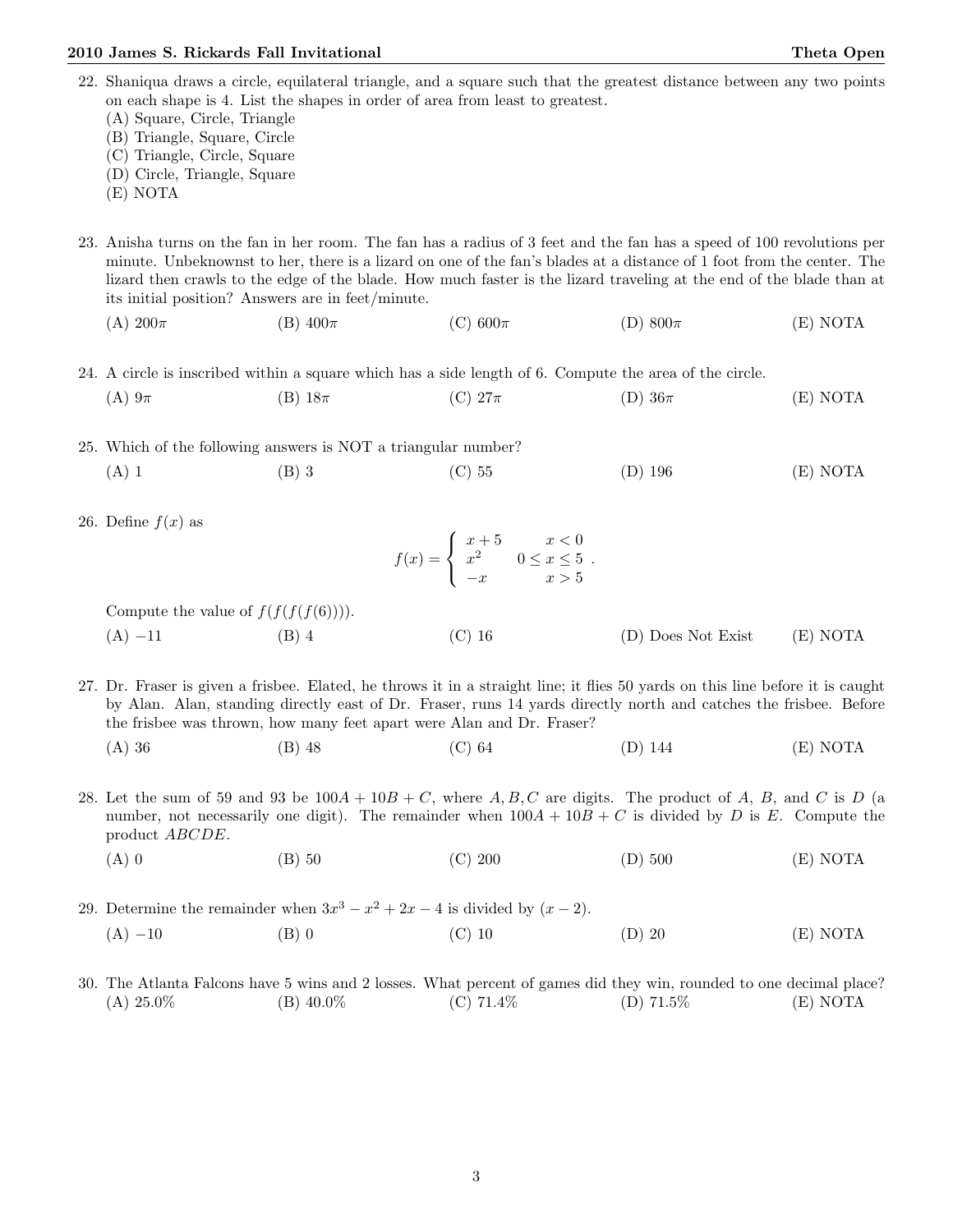22. Shaniqua draws a circle, equilateral triangle, and a square such that the greatest distance between any two points on each shape is 4. List the shapes in order of area from least to greatest.
(A) Square, Circle, Triangle
(B) Triangle, Square, Circle
(C) Triangle, Circle, Square
(D) Circle, Triangle, Square
(E) NOTA

23. Anisha turns on the fan in her room. The fan has a radius of 3 feet and the fan has a speed of 100 revolutions per minute. Unbeknownst to her, there is a lizard on one of the fan's blades at a distance of 1 foot from the center. The lizard then crawls to the edge of the blade. How much faster is the lizard traveling at the end of the blade than at its initial position? Answers are in feet/minute.

(A) $200\pi$ (B) $400\pi$ (C) $600\pi$ (D) $800\pi$ (E) NOTA

24. A circle is inscribed within a square which has a side length of 6. Compute the area of the circle.

(A) $9\pi$ (B) $18\pi$ (C) $27\pi$ (D) $36\pi$ (E) NOTA

25. Which of the following answers is NOT a triangular number?

(A) 1 (B) 3 (C) 55 (D) 196 (E) NOTA

26. Define $f(x)$ as

$$f(x) = \begin{cases} x+5 & x < 0 \\ x^2 & 0 \le x \le 5 \\ -x & x > 5 \end{cases}.$$

Compute the value of $f(f(f(f(6))))$.

(A) $-11$ (B) 4 (C) 16 (D) Does Not Exist (E) NOTA

27. Dr. Fraser is given a frisbee. Elated, he throws it in a straight line; it flies 50 yards on this line before it is caught by Alan. Alan, standing directly east of Dr. Fraser, runs 14 yards directly north and catches the frisbee. Before the frisbee was thrown, how many feet apart were Alan and Dr. Fraser?

(A) 36 (B) 48 (C) 64 (D) 144 (E) NOTA

28. Let the sum of 59 and 93 be $100A + 10B + C$, where $A, B, C$ are digits. The product of $A$, $B$, and $C$ is $D$ (a number, not necessarily one digit). The remainder when $100A + 10B + C$ is divided by $D$ is $E$. Compute the product $ABCDE$.

(A) 0 (B) 50 (C) 200 (D) 500 (E) NOTA

29. Determine the remainder when $3x^3 - x^2 + 2x - 4$ is divided by $(x - 2)$.

(A) $-10$ (B) 0 (C) 10 (D) 20 (E) NOTA

30. The Atlanta Falcons have 5 wins and 2 losses. What percent of games did they win, rounded to one decimal place?
(A) 25.0% (B) 40.0% (C) 71.4% (D) 71.5% (E) NOTA